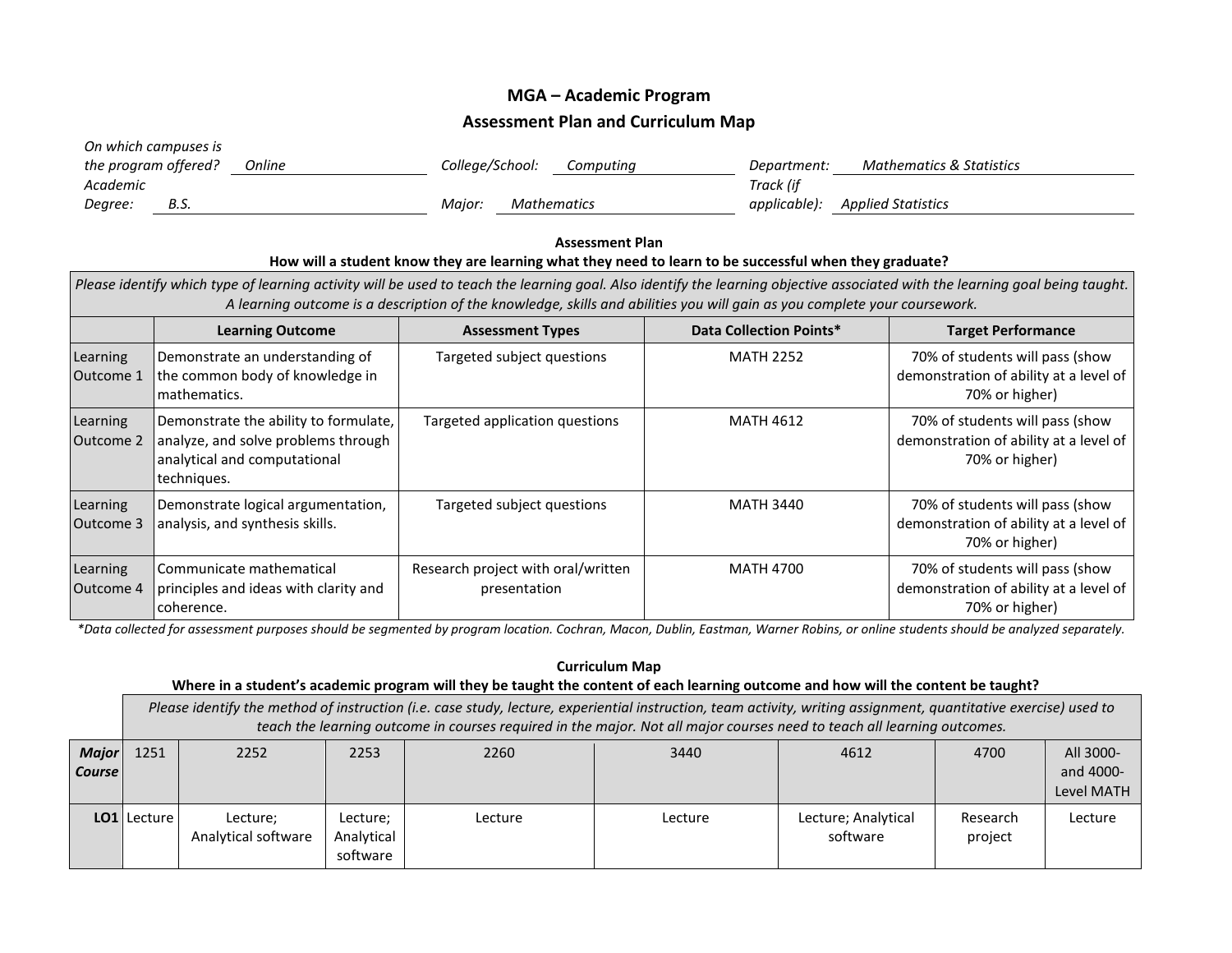# MGA – Academic Program

## Assessment Plan and Curriculum Map

*On which campuses is the program offered?* Online  *College/School:* Computing  *Department:* Mathematics & Statistics

*Academic Degree:* B.S.  *Major:* Mathematics  *Track (if applicable):* Applied Statistics

### Assessment Plan

**How will a student know they are learning what they need to learn to be successful when they graduate?**

*Please identify which type of learning activity will be used to teach the learning goal. Also identify the learning objective associated with the learning goal being taught. A learning outcome is a description of the knowledge, skills and abilities you will gain as you complete your coursework.*

| | Learning Outcome | Assessment Types | Data Collection Points* | Target Performance |
|---|---|---|---|---|
| Learning Outcome 1 | Demonstrate an understanding of the common body of knowledge in mathematics. | Targeted subject questions | MATH 2252 | 70% of students will pass (show demonstration of ability at a level of 70% or higher) |
| Learning Outcome 2 | Demonstrate the ability to formulate, analyze, and solve problems through analytical and computational techniques. | Targeted application questions | MATH 4612 | 70% of students will pass (show demonstration of ability at a level of 70% or higher) |
| Learning Outcome 3 | Demonstrate logical argumentation, analysis, and synthesis skills. | Targeted subject questions | MATH 3440 | 70% of students will pass (show demonstration of ability at a level of 70% or higher) |
| Learning Outcome 4 | Communicate mathematical principles and ideas with clarity and coherence. | Research project with oral/written presentation | MATH 4700 | 70% of students will pass (show demonstration of ability at a level of 70% or higher) |

*\*Data collected for assessment purposes should be segmented by program location. Cochran, Macon, Dublin, Eastman, Warner Robins, or online students should be analyzed separately.*

### Curriculum Map

**Where in a student's academic program will they be taught the content of each learning outcome and how will the content be taught?**

*Please identify the method of instruction (i.e. case study, lecture, experiential instruction, team activity, writing assignment, quantitative exercise) used to teach the learning outcome in courses required in the major. Not all major courses need to teach all learning outcomes.*

| ***Major Course*** | 1251 | 2252 | 2253 | 2260 | 3440 | 4612 | 4700 | All 3000- and 4000-Level MATH |
|---|---|---|---|---|---|---|---|---|
| **LO1** | Lecture | Lecture; Analytical software | Lecture; Analytical software | Lecture | Lecture | Lecture; Analytical software | Research project | Lecture |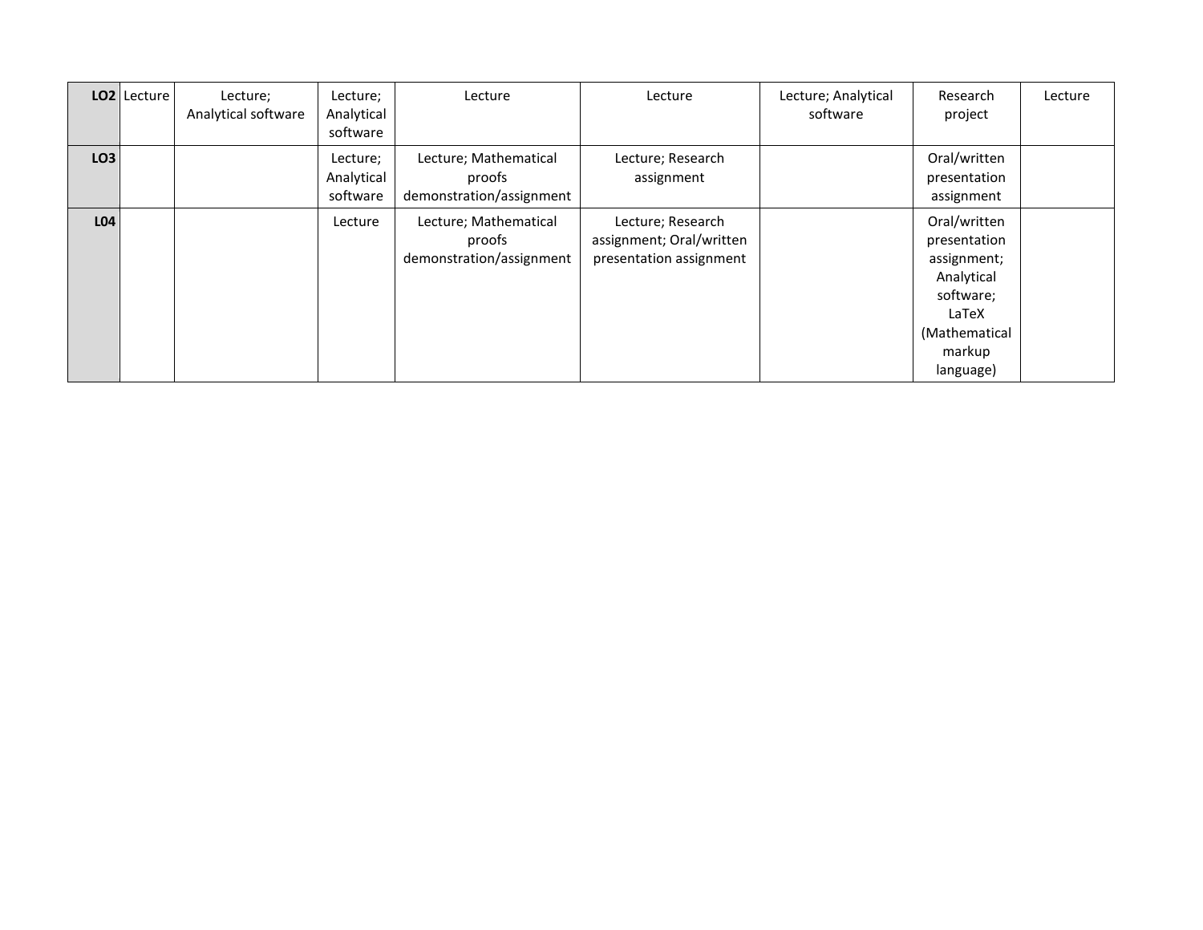| | | | | | | | | |
|---|---|---|---|---|---|---|---|---|
| **LO2** | Lecture | Lecture; Analytical software | Lecture; Analytical software | Lecture | Lecture | Lecture; Analytical software | Research project | Lecture |
| **LO3** | | | Lecture; Analytical software | Lecture; Mathematical proofs demonstration/assignment | Lecture; Research assignment | | Oral/written presentation assignment | |
| **L04** | | | Lecture | Lecture; Mathematical proofs demonstration/assignment | Lecture; Research assignment; Oral/written presentation assignment | | Oral/written presentation assignment; Analytical software; LaTeX (Mathematical markup language) | |